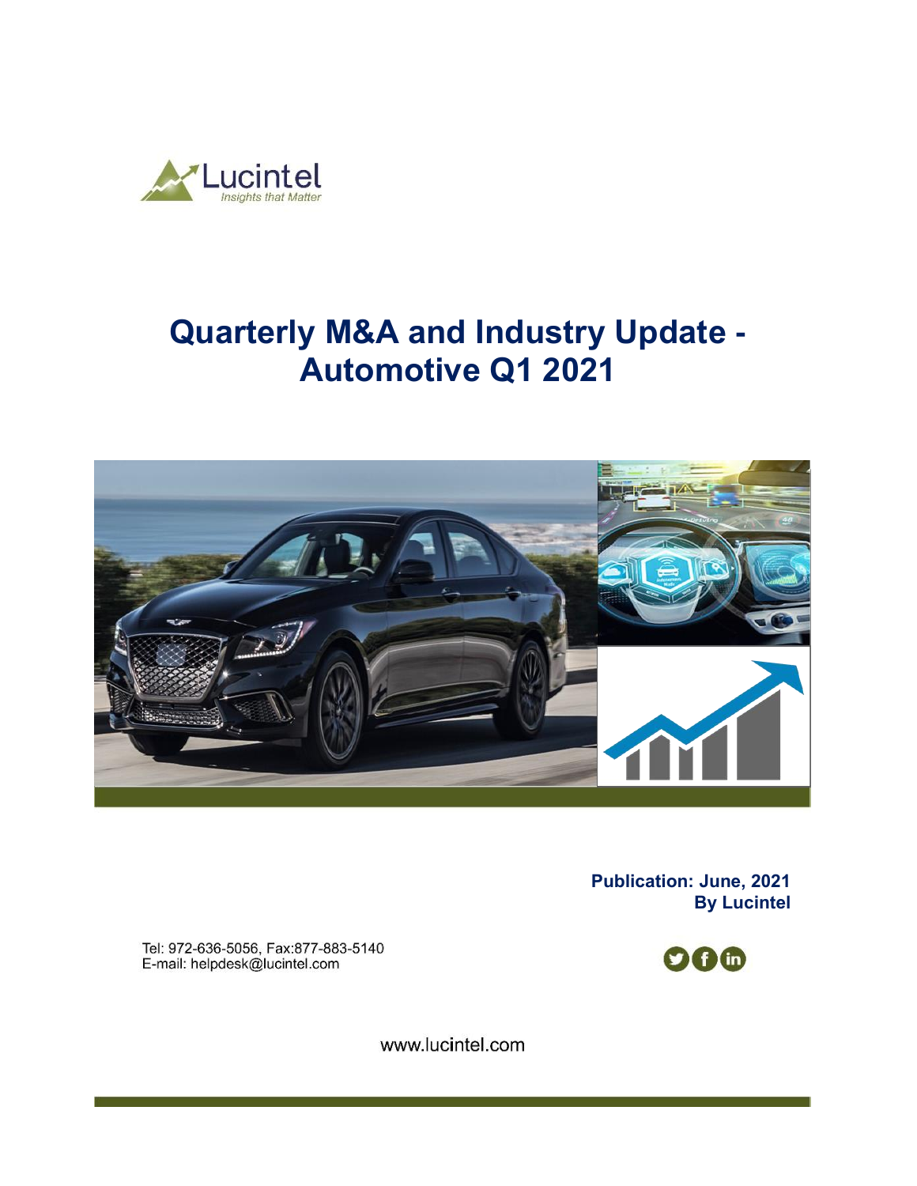Lucintel
*Insights that Matter*

# Quarterly M&A and Industry Update - Automotive Q1 2021

**Publication: June, 2021**
**By Lucintel**

Tel: 972-636-5056, Fax:877-883-5140
E-mail: helpdesk@lucintel.com

www.lucintel.com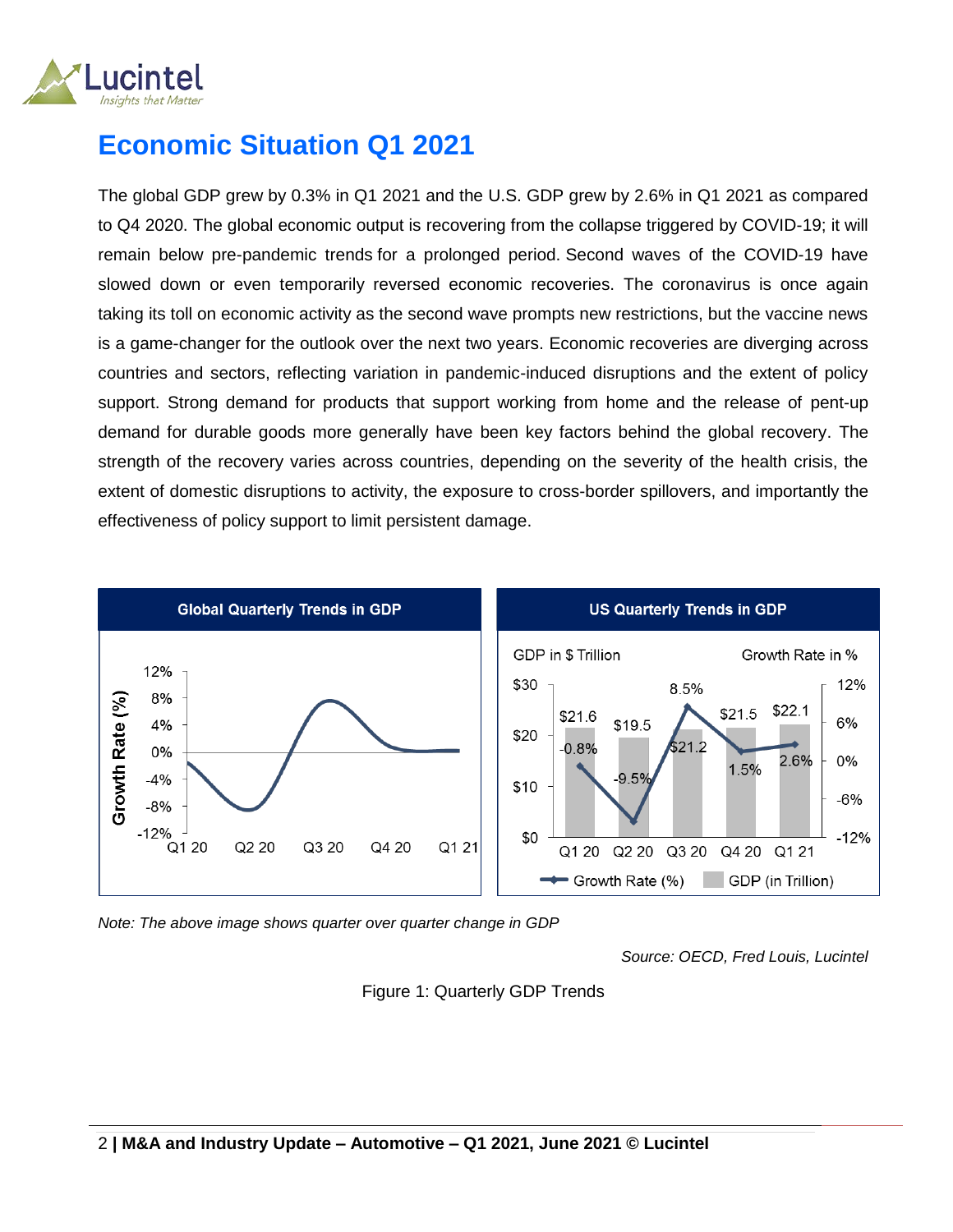# Economic Situation Q1 2021

The global GDP grew by 0.3% in Q1 2021 and the U.S. GDP grew by 2.6% in Q1 2021 as compared to Q4 2020. The global economic output is recovering from the collapse triggered by COVID-19; it will remain below pre-pandemic trends for a prolonged period. Second waves of the COVID-19 have slowed down or even temporarily reversed economic recoveries. The coronavirus is once again taking its toll on economic activity as the second wave prompts new restrictions, but the vaccine news is a game-changer for the outlook over the next two years. Economic recoveries are diverging across countries and sectors, reflecting variation in pandemic-induced disruptions and the extent of policy support. Strong demand for products that support working from home and the release of pent-up demand for durable goods more generally have been key factors behind the global recovery. The strength of the recovery varies across countries, depending on the severity of the health crisis, the extent of domestic disruptions to activity, the exposure to cross-border spillovers, and importantly the effectiveness of policy support to limit persistent damage.

**Global Quarterly Trends in GDP**

**US Quarterly Trends in GDP**

| Quarter | GDP in $ Trillion | Growth Rate in % |
|---|---|---|
| Q1 20 | $21.6 | -0.8% |
| Q2 20 | $19.5 | -9.5% |
| Q3 20 | $21.2 | 8.5% |
| Q4 20 | $21.5 | 1.5% |
| Q1 21 | $22.1 | 2.6% |

*Note: The above image shows quarter over quarter change in GDP*

*Source: OECD, Fred Louis, Lucintel*

Figure 1: Quarterly GDP Trends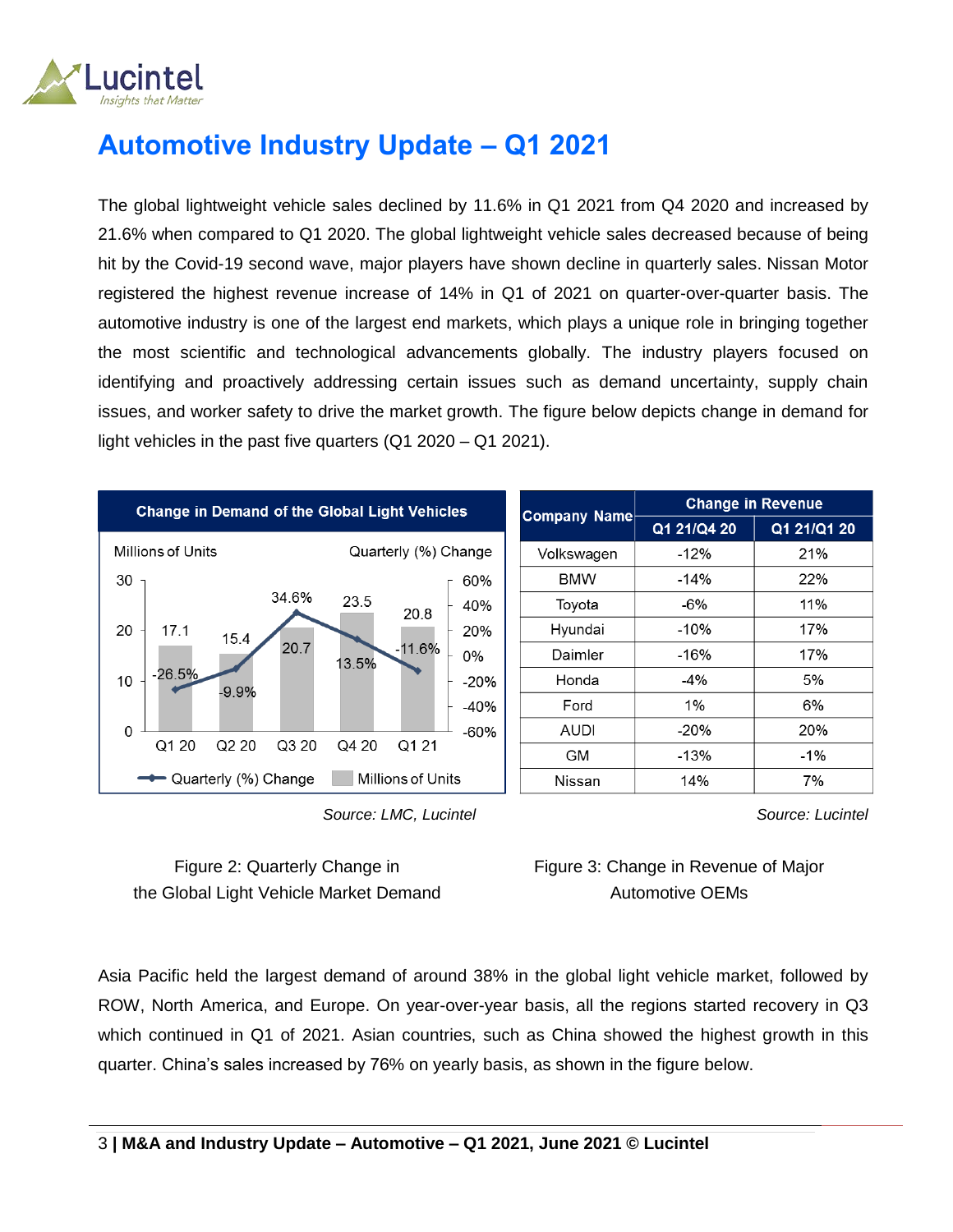# Automotive Industry Update – Q1 2021

The global lightweight vehicle sales declined by 11.6% in Q1 2021 from Q4 2020 and increased by 21.6% when compared to Q1 2020. The global lightweight vehicle sales decreased because of being hit by the Covid-19 second wave, major players have shown decline in quarterly sales. Nissan Motor registered the highest revenue increase of 14% in Q1 of 2021 on quarter-over-quarter basis. The automotive industry is one of the largest end markets, which plays a unique role in bringing together the most scientific and technological advancements globally. The industry players focused on identifying and proactively addressing certain issues such as demand uncertainty, supply chain issues, and worker safety to drive the market growth. The figure below depicts change in demand for light vehicles in the past five quarters (Q1 2020 – Q1 2021).

**Change in Demand of the Global Light Vehicles**

| Quarter | Millions of Units | Quarterly (%) Change |
|---|---|---|
| Q1 20 | 17.1 | -26.5% |
| Q2 20 | 15.4 | -9.9% |
| Q3 20 | 20.7 | 34.6% |
| Q4 20 | 23.5 | 13.5% |
| Q1 21 | 20.8 | -11.6% |

*Source: LMC, Lucintel*

Figure 2: Quarterly Change in the Global Light Vehicle Market Demand

| Company Name | Change in Revenue | |
|---|---|---|
| | Q1 21/Q4 20 | Q1 21/Q1 20 |
| Volkswagen | -12% | 21% |
| BMW | -14% | 22% |
| Toyota | -6% | 11% |
| Hyundai | -10% | 17% |
| Daimler | -16% | 17% |
| Honda | -4% | 5% |
| Ford | 1% | 6% |
| AUDI | -20% | 20% |
| GM | -13% | -1% |
| Nissan | 14% | 7% |

*Source: Lucintel*

Figure 3: Change in Revenue of Major Automotive OEMs

Asia Pacific held the largest demand of around 38% in the global light vehicle market, followed by ROW, North America, and Europe. On year-over-year basis, all the regions started recovery in Q3 which continued in Q1 of 2021. Asian countries, such as China showed the highest growth in this quarter. China's sales increased by 76% on yearly basis, as shown in the figure below.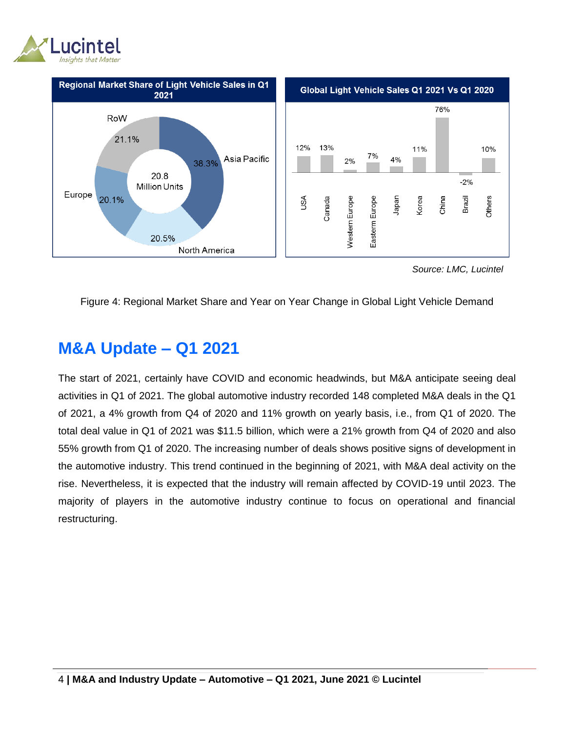Source: LMC, Lucintel

Figure 4: Regional Market Share and Year on Year Change in Global Light Vehicle Demand

## M&A Update – Q1 2021

The start of 2021, certainly have COVID and economic headwinds, but M&A anticipate seeing deal activities in Q1 of 2021. The global automotive industry recorded 148 completed M&A deals in the Q1 of 2021, a 4% growth from Q4 of 2020 and 11% growth on yearly basis, i.e., from Q1 of 2020. The total deal value in Q1 of 2021 was $11.5 billion, which were a 21% growth from Q4 of 2020 and also 55% growth from Q1 of 2020. The increasing number of deals shows positive signs of development in the automotive industry. This trend continued in the beginning of 2021, with M&A deal activity on the rise. Nevertheless, it is expected that the industry will remain affected by COVID-19 until 2023. The majority of players in the automotive industry continue to focus on operational and financial restructuring.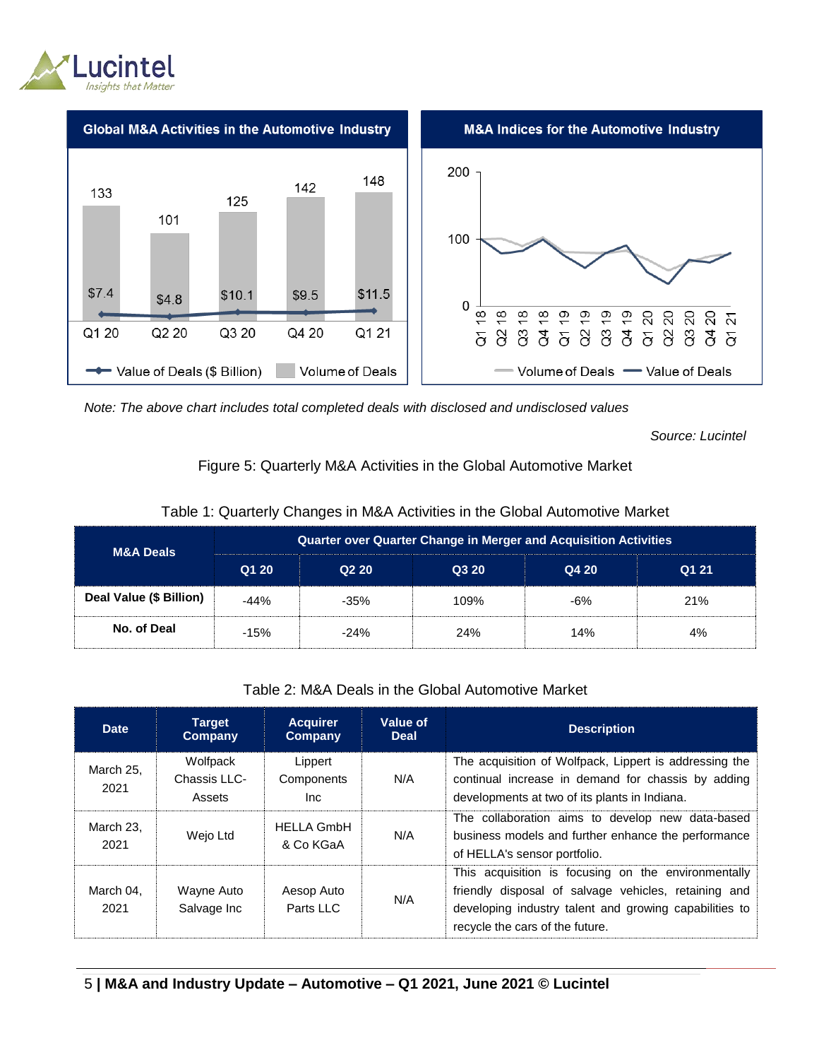**Global M&A Activities in the Automotive Industry**

| | Q1 20 | Q2 20 | Q3 20 | Q4 20 | Q1 21 |
|---|---|---|---|---|---|
| Volume of Deals | 133 | 101 | 125 | 142 | 148 |
| Value of Deals ($ Billion) | $7.4 | $4.8 | $10.1 | $9.5 | $11.5 |

**M&A Indices for the Automotive Industry**

*Note: The above chart includes total completed deals with disclosed and undisclosed values*

Source: Lucintel

Figure 5: Quarterly M&A Activities in the Global Automotive Market

Table 1: Quarterly Changes in M&A Activities in the Global Automotive Market

| M&A Deals | Quarter over Quarter Change in Merger and Acquisition Activities | | | | |
|---|---|---|---|---|---|
| | Q1 20 | Q2 20 | Q3 20 | Q4 20 | Q1 21 |
| **Deal Value ($ Billion)** | -44% | -35% | 109% | -6% | 21% |
| **No. of Deal** | -15% | -24% | 24% | 14% | 4% |

Table 2: M&A Deals in the Global Automotive Market

| Date | Target Company | Acquirer Company | Value of Deal | Description |
|---|---|---|---|---|
| March 25, 2021 | Wolfpack Chassis LLC-Assets | Lippert Components Inc | N/A | The acquisition of Wolfpack, Lippert is addressing the continual increase in demand for chassis by adding developments at two of its plants in Indiana. |
| March 23, 2021 | Wejo Ltd | HELLA GmbH & Co KGaA | N/A | The collaboration aims to develop new data-based business models and further enhance the performance of HELLA's sensor portfolio. |
| March 04, 2021 | Wayne Auto Salvage Inc | Aesop Auto Parts LLC | N/A | This acquisition is focusing on the environmentally friendly disposal of salvage vehicles, retaining and developing industry talent and growing capabilities to recycle the cars of the future. |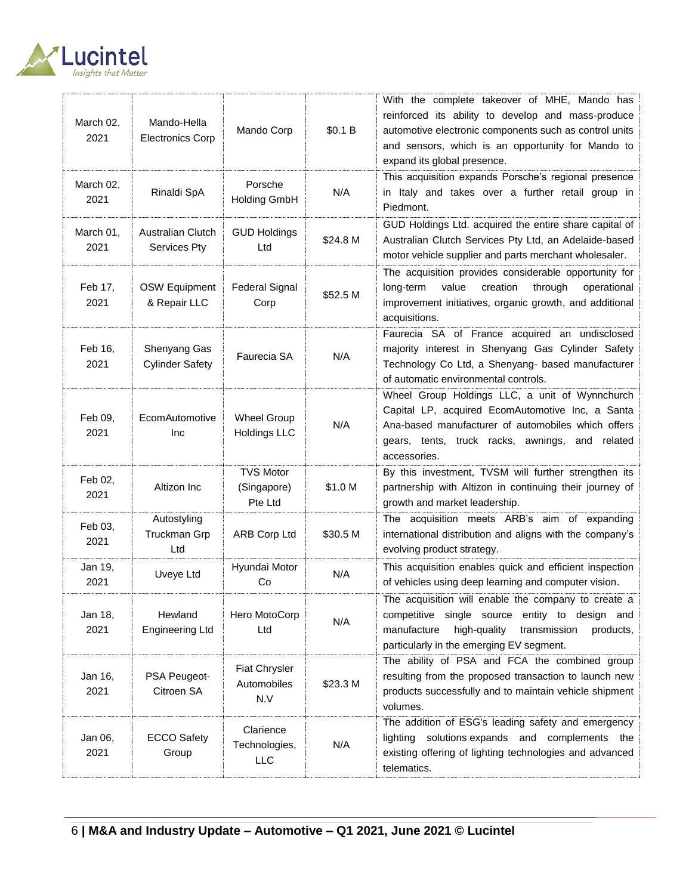| | | | | |
|---|---|---|---|---|
| March 02, 2021 | Mando-Hella Electronics Corp | Mando Corp | $0.1 B | With the complete takeover of MHE, Mando has reinforced its ability to develop and mass-produce automotive electronic components such as control units and sensors, which is an opportunity for Mando to expand its global presence. |
| March 02, 2021 | Rinaldi SpA | Porsche Holding GmbH | N/A | This acquisition expands Porsche's regional presence in Italy and takes over a further retail group in Piedmont. |
| March 01, 2021 | Australian Clutch Services Pty | GUD Holdings Ltd | $24.8 M | GUD Holdings Ltd. acquired the entire share capital of Australian Clutch Services Pty Ltd, an Adelaide-based motor vehicle supplier and parts merchant wholesaler. |
| Feb 17, 2021 | OSW Equipment & Repair LLC | Federal Signal Corp | $52.5 M | The acquisition provides considerable opportunity for long-term value creation through operational improvement initiatives, organic growth, and additional acquisitions. |
| Feb 16, 2021 | Shenyang Gas Cylinder Safety | Faurecia SA | N/A | Faurecia SA of France acquired an undisclosed majority interest in Shenyang Gas Cylinder Safety Technology Co Ltd, a Shenyang- based manufacturer of automatic environmental controls. |
| Feb 09, 2021 | EcomAutomotive Inc | Wheel Group Holdings LLC | N/A | Wheel Group Holdings LLC, a unit of Wynnchurch Capital LP, acquired EcomAutomotive Inc, a Santa Ana-based manufacturer of automobiles which offers gears, tents, truck racks, awnings, and related accessories. |
| Feb 02, 2021 | Altizon Inc | TVS Motor (Singapore) Pte Ltd | $1.0 M | By this investment, TVSM will further strengthen its partnership with Altizon in continuing their journey of growth and market leadership. |
| Feb 03, 2021 | Autostyling Truckman Grp Ltd | ARB Corp Ltd | $30.5 M | The acquisition meets ARB's aim of expanding international distribution and aligns with the company's evolving product strategy. |
| Jan 19, 2021 | Uveye Ltd | Hyundai Motor Co | N/A | This acquisition enables quick and efficient inspection of vehicles using deep learning and computer vision. |
| Jan 18, 2021 | Hewland Engineering Ltd | Hero MotoCorp Ltd | N/A | The acquisition will enable the company to create a competitive single source entity to design and manufacture high-quality transmission products, particularly in the emerging EV segment. |
| Jan 16, 2021 | PSA Peugeot-Citroen SA | Fiat Chrysler Automobiles N.V | $23.3 M | The ability of PSA and FCA the combined group resulting from the proposed transaction to launch new products successfully and to maintain vehicle shipment volumes. |
| Jan 06, 2021 | ECCO Safety Group | Clarience Technologies, LLC | N/A | The addition of ESG's leading safety and emergency lighting solutions expands and complements the existing offering of lighting technologies and advanced telematics. |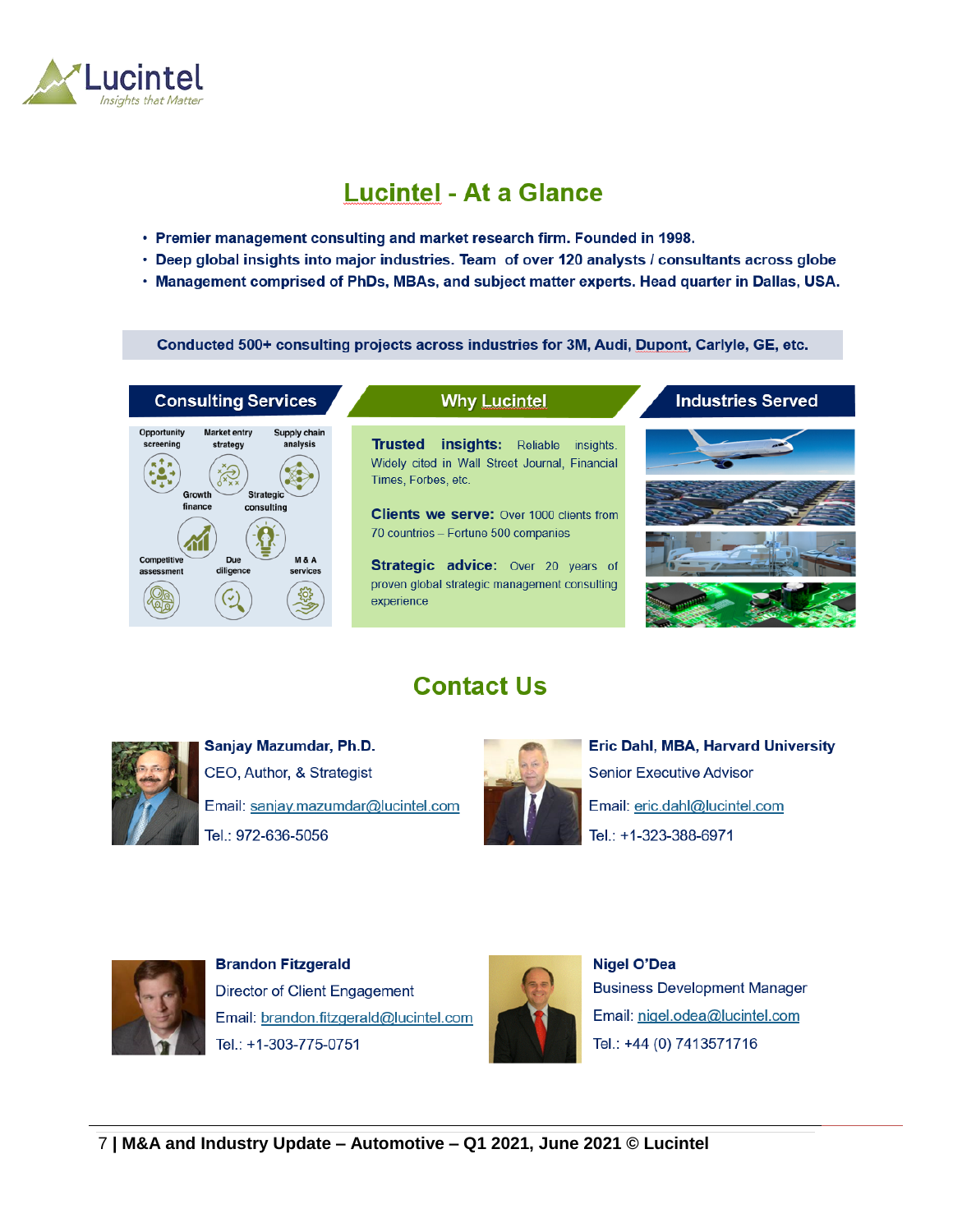## Lucintel - At a Glance

- Premier management consulting and market research firm. Founded in 1998.
- Deep global insights into major industries. Team of over 120 analysts / consultants across globe
- Management comprised of PhDs, MBAs, and subject matter experts. Head quarter in Dallas, USA.

**Conducted 500+ consulting projects across industries for 3M, Audi, Dupont, Carlyle, GE, etc.**

### Consulting Services

Opportunity screening
Market entry strategy
Supply chain analysis
Growth finance
Strategic consulting
Competitive assessment
Due diligence
M & A services

### Why Lucintel

**Trusted insights:** Reliable insights. Widely cited in Wall Street Journal, Financial Times, Forbes, etc.

**Clients we serve:** Over 1000 clients from 70 countries – Fortune 500 companies

**Strategic advice:** Over 20 years of proven global strategic management consulting experience

### Industries Served

## Contact Us

**Sanjay Mazumdar, Ph.D.**
CEO, Author, & Strategist
Email: sanjay.mazumdar@lucintel.com
Tel.: 972-636-5056

**Eric Dahl, MBA, Harvard University**
Senior Executive Advisor
Email: eric.dahl@lucintel.com
Tel.: +1-323-388-6971

**Brandon Fitzgerald**
Director of Client Engagement
Email: brandon.fitzgerald@lucintel.com
Tel.: +1-303-775-0751

**Nigel O'Dea**
Business Development Manager
Email: nigel.odea@lucintel.com
Tel.: +44 (0) 7413571716